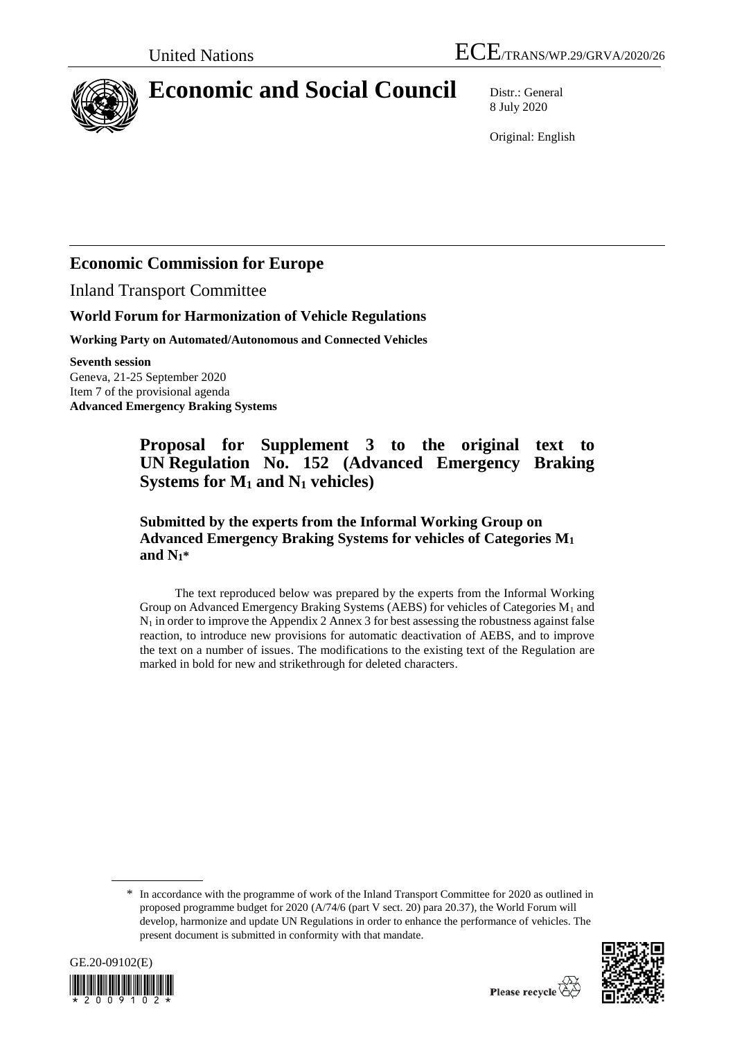United Nations | ECE/TRANS/WP.29/GRVA/2020/26

# Economic and Social Council

Distr.: General
8 July 2020

Original: English

## Economic Commission for Europe

Inland Transport Committee

### World Forum for Harmonization of Vehicle Regulations

**Working Party on Automated/Autonomous and Connected Vehicles**

**Seventh session**
Geneva, 21-25 September 2020
Item 7 of the provisional agenda
**Advanced Emergency Braking Systems**

## Proposal for Supplement 3 to the original text to UN Regulation No. 152 (Advanced Emergency Braking Systems for $M_1$ and $N_1$ vehicles)

### Submitted by the experts from the Informal Working Group on Advanced Emergency Braking Systems for vehicles of Categories $M_1$ and $N_1$*

The text reproduced below was prepared by the experts from the Informal Working Group on Advanced Emergency Braking Systems (AEBS) for vehicles of Categories $M_1$ and $N_1$ in order to improve the Appendix 2 Annex 3 for best assessing the robustness against false reaction, to introduce new provisions for automatic deactivation of AEBS, and to improve the text on a number of issues. The modifications to the existing text of the Regulation are marked in bold for new and strikethrough for deleted characters.

\* In accordance with the programme of work of the Inland Transport Committee for 2020 as outlined in proposed programme budget for 2020 (A/74/6 (part V sect. 20) para 20.37), the World Forum will develop, harmonize and update UN Regulations in order to enhance the performance of vehicles. The present document is submitted in conformity with that mandate.

GE.20-09102(E)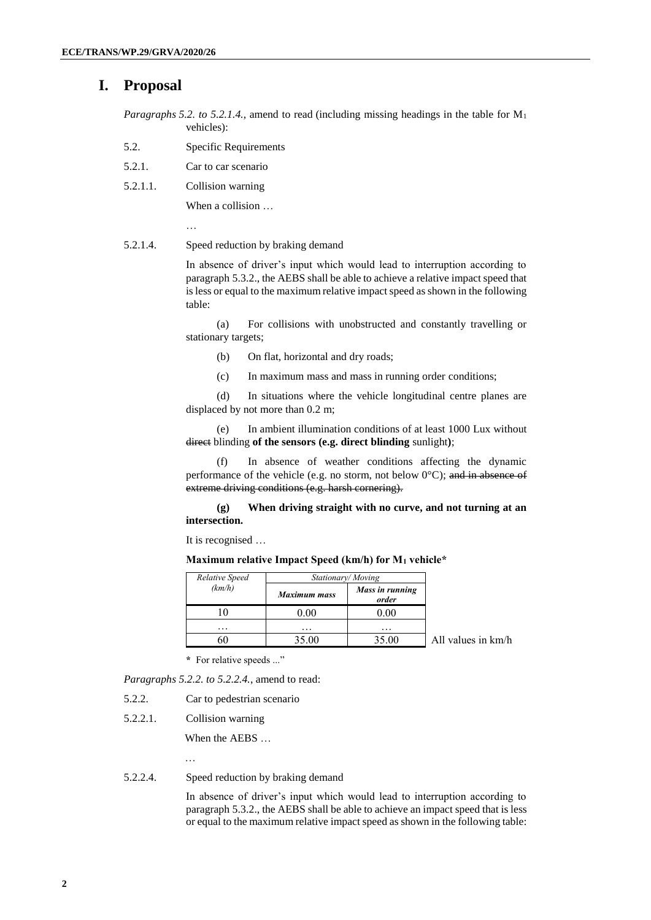# I. Proposal

*Paragraphs 5.2. to 5.2.1.4.*, amend to read (including missing headings in the table for $M_1$ vehicles):

5.2. Specific Requirements

5.2.1. Car to car scenario

5.2.1.1. Collision warning

When a collision …

…

5.2.1.4. Speed reduction by braking demand

In absence of driver's input which would lead to interruption according to paragraph 5.3.2., the AEBS shall be able to achieve a relative impact speed that is less or equal to the maximum relative impact speed as shown in the following table:

(a) For collisions with unobstructed and constantly travelling or stationary targets;

(b) On flat, horizontal and dry roads;

(c) In maximum mass and mass in running order conditions;

(d) In situations where the vehicle longitudinal centre planes are displaced by not more than 0.2 m;

(e) In ambient illumination conditions of at least 1000 Lux without ~~direct~~ blinding **of the sensors (e.g. direct blinding** sunlight**)**;

(f) In absence of weather conditions affecting the dynamic performance of the vehicle (e.g. no storm, not below 0°C); ~~and in absence of extreme driving conditions (e.g. harsh cornering).~~

**(g) When driving straight with no curve, and not turning at an intersection.**

It is recognised …

**Maximum relative Impact Speed (km/h) for $M_1$ vehicle***

| *Relative Speed (km/h)* | *Stationary/ Moving* | |
|---|---|---|
| | ***Maximum mass*** | ***Mass in running order*** |
| 10 | 0.00 | 0.00 |
| … | … | … |
| 60 | 35.00 | 35.00 |

All values in km/h

\* For relative speeds ..."

*Paragraphs 5.2.2. to 5.2.2.4.*, amend to read:

5.2.2. Car to pedestrian scenario

5.2.2.1. Collision warning

When the AEBS …

…

5.2.2.4. Speed reduction by braking demand

In absence of driver's input which would lead to interruption according to paragraph 5.3.2., the AEBS shall be able to achieve an impact speed that is less or equal to the maximum relative impact speed as shown in the following table: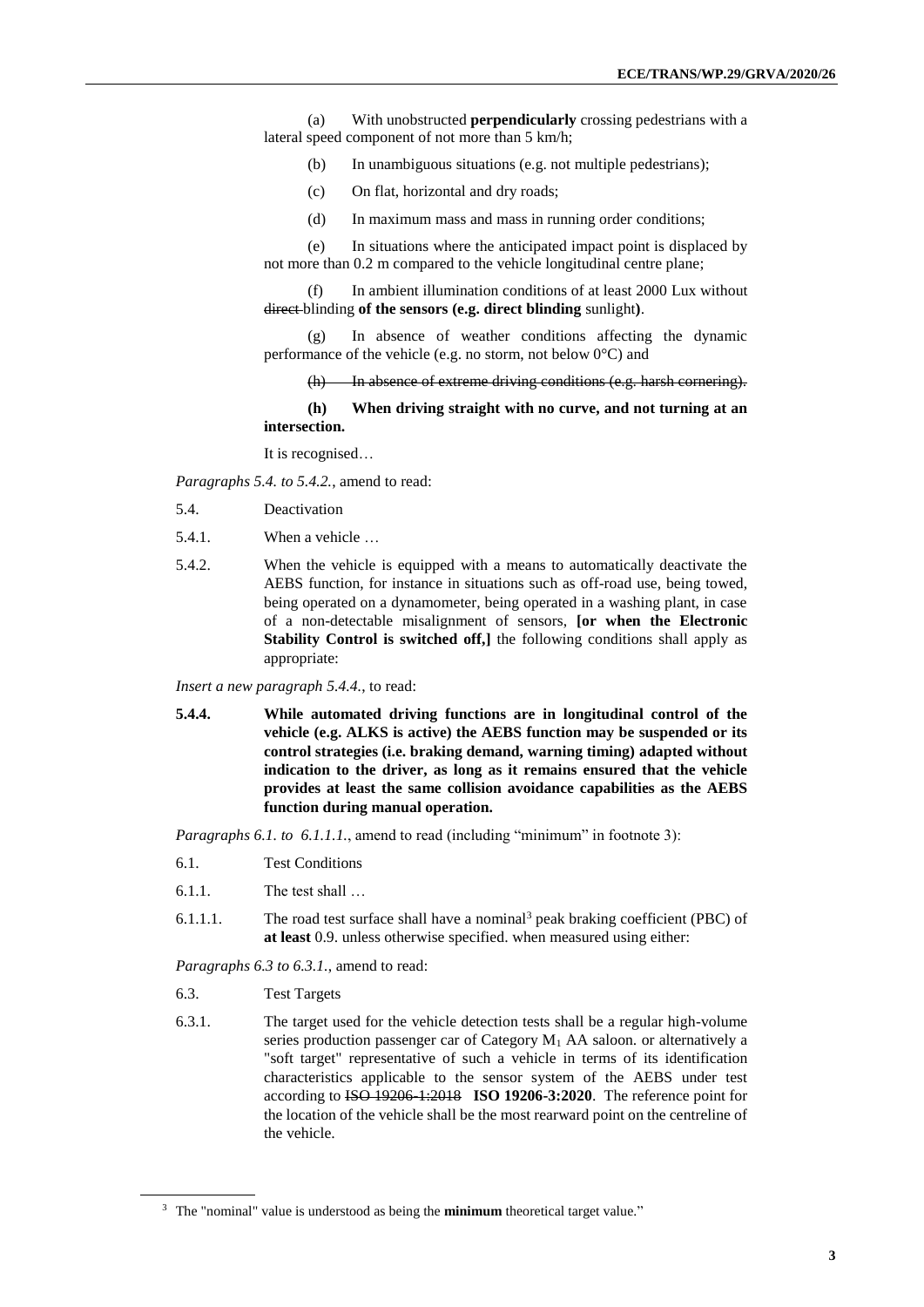(a) With unobstructed **perpendicularly** crossing pedestrians with a lateral speed component of not more than 5 km/h;

(b) In unambiguous situations (e.g. not multiple pedestrians);

(c) On flat, horizontal and dry roads;

(d) In maximum mass and mass in running order conditions;

(e) In situations where the anticipated impact point is displaced by not more than 0.2 m compared to the vehicle longitudinal centre plane;

(f) In ambient illumination conditions of at least 2000 Lux without ~~direct~~ blinding **of the sensors (e.g. direct blinding** sunlight**)**.

(g) In absence of weather conditions affecting the dynamic performance of the vehicle (e.g. no storm, not below 0°C) and

~~(h) In absence of extreme driving conditions (e.g. harsh cornering).~~

**(h) When driving straight with no curve, and not turning at an intersection.**

It is recognised…

*Paragraphs 5.4. to 5.4.2.*, amend to read:

5.4. Deactivation

5.4.1. When a vehicle …

5.4.2. When the vehicle is equipped with a means to automatically deactivate the AEBS function, for instance in situations such as off-road use, being towed, being operated on a dynamometer, being operated in a washing plant, in case of a non-detectable misalignment of sensors, **[or when the Electronic Stability Control is switched off,]** the following conditions shall apply as appropriate:

*Insert a new paragraph 5.4.4.*, to read:

**5.4.4. While automated driving functions are in longitudinal control of the vehicle (e.g. ALKS is active) the AEBS function may be suspended or its control strategies (i.e. braking demand, warning timing) adapted without indication to the driver, as long as it remains ensured that the vehicle provides at least the same collision avoidance capabilities as the AEBS function during manual operation.**

*Paragraphs 6.1. to 6.1.1.1.*, amend to read (including "minimum" in footnote 3):

6.1. Test Conditions

6.1.1. The test shall …

6.1.1.1. The road test surface shall have a nominal[3] peak braking coefficient (PBC) of **at least** 0.9. unless otherwise specified. when measured using either:

*Paragraphs 6.3 to 6.3.1.*, amend to read:

6.3. Test Targets

6.3.1. The target used for the vehicle detection tests shall be a regular high-volume series production passenger car of Category $M_1$ AA saloon. or alternatively a "soft target" representative of such a vehicle in terms of its identification characteristics applicable to the sensor system of the AEBS under test according to ~~ISO 19206-1:2018~~ **ISO 19206-3:2020**. The reference point for the location of the vehicle shall be the most rearward point on the centreline of the vehicle.

---

[3] The "nominal" value is understood as being the **minimum** theoretical target value."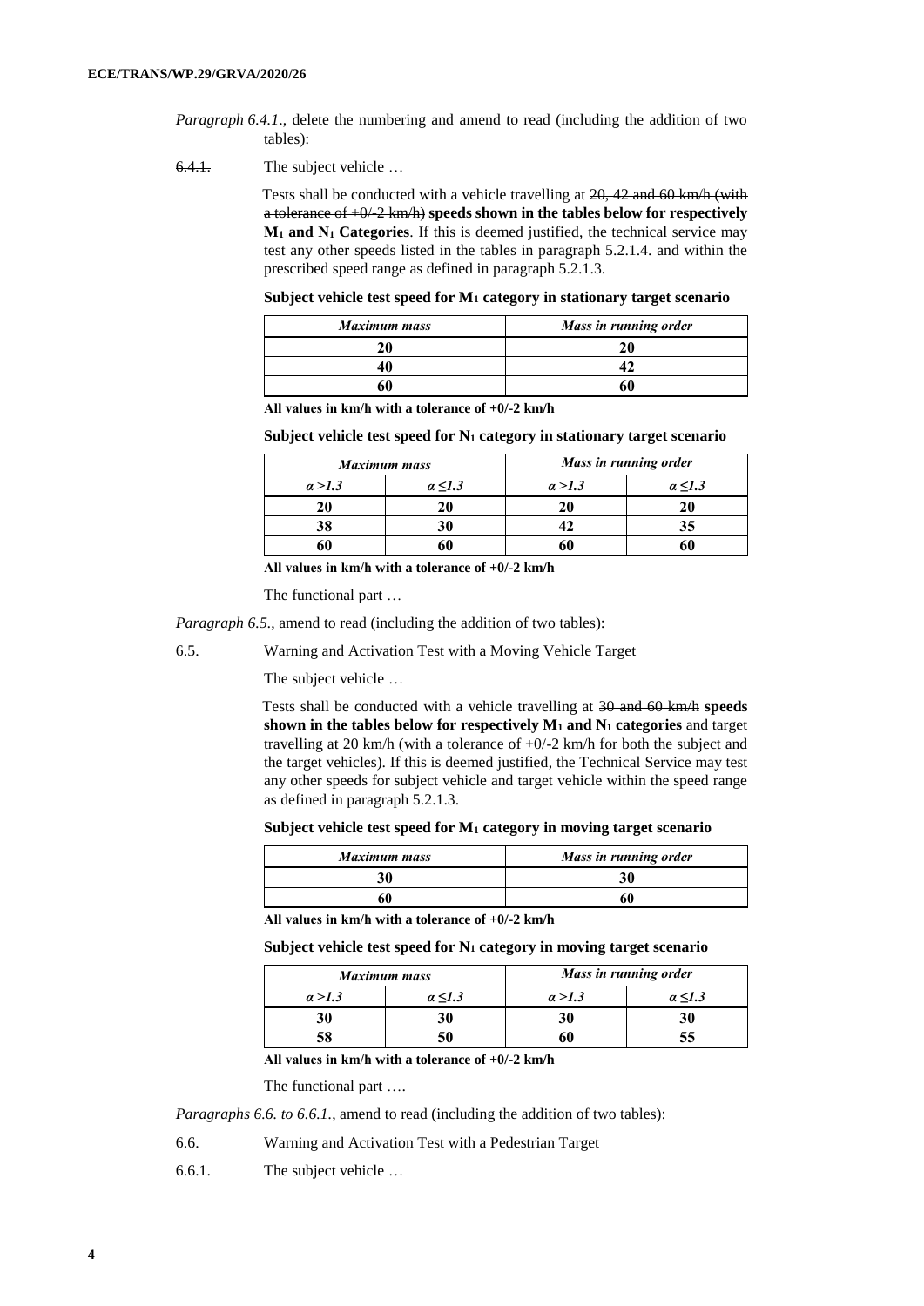*Paragraph 6.4.1*., delete the numbering and amend to read (including the addition of two tables):

~~6.4.1.~~ The subject vehicle …

Tests shall be conducted with a vehicle travelling at ~~20, 42 and 60 km/h (with a tolerance of +0/-2 km/h)~~ **speeds shown in the tables below for respectively $M_1$ and $N_1$ Categories**. If this is deemed justified, the technical service may test any other speeds listed in the tables in paragraph 5.2.1.4. and within the prescribed speed range as defined in paragraph 5.2.1.3.

**Subject vehicle test speed for $M_1$ category in stationary target scenario**

| ***Maximum mass*** | ***Mass in running order*** |
|---|---|
| **20** | **20** |
| **40** | **42** |
| **60** | **60** |

**All values in km/h with a tolerance of +0/-2 km/h**

**Subject vehicle test speed for $N_1$ category in stationary target scenario**

| ***Maximum mass*** | | ***Mass in running order*** | |
|---|---|---|---|
| ***$\alpha > 1.3$*** | ***$\alpha \leq 1.3$*** | ***$\alpha > 1.3$*** | ***$\alpha \leq 1.3$*** |
| **20** | **20** | **20** | **20** |
| **38** | **30** | **42** | **35** |
| **60** | **60** | **60** | **60** |

**All values in km/h with a tolerance of +0/-2 km/h**

The functional part …

*Paragraph 6.5.*, amend to read (including the addition of two tables):

6.5. Warning and Activation Test with a Moving Vehicle Target

The subject vehicle …

Tests shall be conducted with a vehicle travelling at ~~30 and 60 km/h~~ **speeds shown in the tables below for respectively $M_1$ and $N_1$ categories** and target travelling at 20 km/h (with a tolerance of +0/-2 km/h for both the subject and the target vehicles). If this is deemed justified, the Technical Service may test any other speeds for subject vehicle and target vehicle within the speed range as defined in paragraph 5.2.1.3.

**Subject vehicle test speed for $M_1$ category in moving target scenario**

| ***Maximum mass*** | ***Mass in running order*** |
|---|---|
| **30** | **30** |
| **60** | **60** |

**All values in km/h with a tolerance of +0/-2 km/h**

**Subject vehicle test speed for $N_1$ category in moving target scenario**

| ***Maximum mass*** | | ***Mass in running order*** | |
|---|---|---|---|
| ***$\alpha > 1.3$*** | ***$\alpha \leq 1.3$*** | ***$\alpha > 1.3$*** | ***$\alpha \leq 1.3$*** |
| **30** | **30** | **30** | **30** |
| **58** | **50** | **60** | **55** |

**All values in km/h with a tolerance of +0/-2 km/h**

The functional part ….

*Paragraphs 6.6. to 6.6.1.*, amend to read (including the addition of two tables):

6.6. Warning and Activation Test with a Pedestrian Target

6.6.1. The subject vehicle …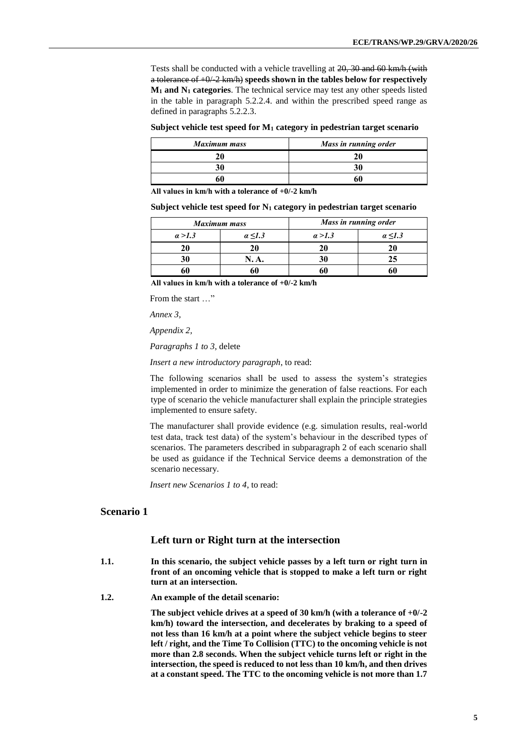Tests shall be conducted with a vehicle travelling at ~~20, 30 and 60 km/h (with a tolerance of +0/-2 km/h)~~ **speeds shown in the tables below for respectively $M_1$ and $N_1$ categories**. The technical service may test any other speeds listed in the table in paragraph 5.2.2.4. and within the prescribed speed range as defined in paragraphs 5.2.2.3.

**Subject vehicle test speed for $M_1$ category in pedestrian target scenario**

| *Maximum mass* | *Mass in running order* |
|---|---|
| **20** | **20** |
| **30** | **30** |
| **60** | **60** |

**All values in km/h with a tolerance of +0/-2 km/h**

**Subject vehicle test speed for $N_1$ category in pedestrian target scenario**

| *Maximum mass* | | *Mass in running order* | |
|---|---|---|---|
| $\alpha > 1.3$ | $\alpha \leq 1.3$ | $\alpha > 1.3$ | $\alpha \leq 1.3$ |
| **20** | **20** | **20** | **20** |
| **30** | **N. A.** | **30** | **25** |
| **60** | **60** | **60** | **60** |

**All values in km/h with a tolerance of +0/-2 km/h**

From the start …"

*Annex 3,*

*Appendix 2,*

*Paragraphs 1 to 3,* delete

*Insert a new introductory paragraph*, to read:

The following scenarios shall be used to assess the system's strategies implemented in order to minimize the generation of false reactions. For each type of scenario the vehicle manufacturer shall explain the principle strategies implemented to ensure safety.

The manufacturer shall provide evidence (e.g. simulation results, real-world test data, track test data) of the system's behaviour in the described types of scenarios. The parameters described in subparagraph 2 of each scenario shall be used as guidance if the Technical Service deems a demonstration of the scenario necessary.

*Insert new Scenarios 1 to 4*, to read:

## Scenario 1

### Left turn or Right turn at the intersection

**1.1. In this scenario, the subject vehicle passes by a left turn or right turn in front of an oncoming vehicle that is stopped to make a left turn or right turn at an intersection.**

**1.2. An example of the detail scenario:**

**The subject vehicle drives at a speed of 30 km/h (with a tolerance of +0/-2 km/h) toward the intersection, and decelerates by braking to a speed of not less than 16 km/h at a point where the subject vehicle begins to steer left / right, and the Time To Collision (TTC) to the oncoming vehicle is not more than 2.8 seconds. When the subject vehicle turns left or right in the intersection, the speed is reduced to not less than 10 km/h, and then drives at a constant speed. The TTC to the oncoming vehicle is not more than 1.7**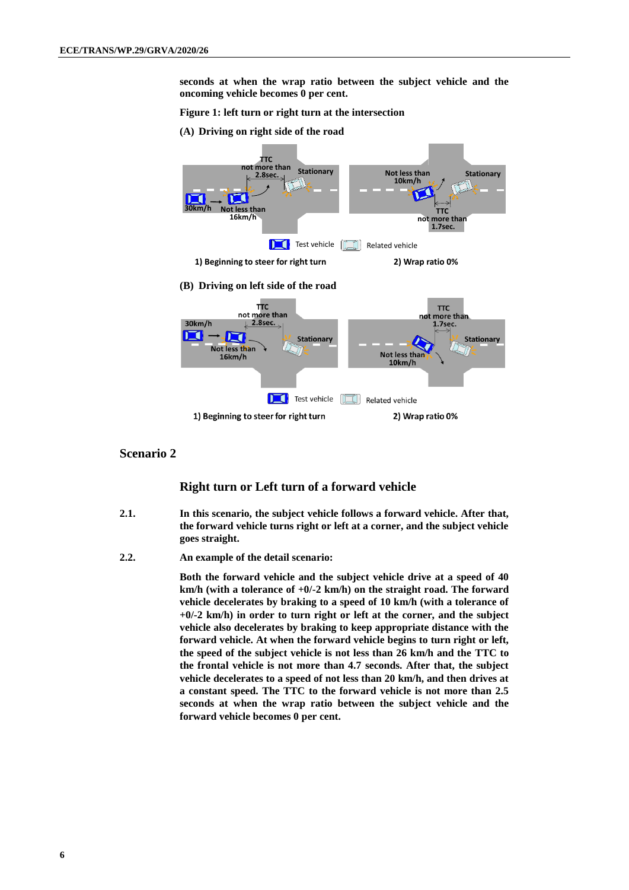**seconds at when the wrap ratio between the subject vehicle and the oncoming vehicle becomes 0 per cent.**

**Figure 1: left turn or right turn at the intersection**

**(A) Driving on right side of the road**

1) Beginning to steer for right turn

2) Wrap ratio 0%

**(B) Driving on left side of the road**

1) Beginning to steer for right turn

2) Wrap ratio 0%

## Scenario 2

### Right turn or Left turn of a forward vehicle

**2.1.** **In this scenario, the subject vehicle follows a forward vehicle. After that, the forward vehicle turns right or left at a corner, and the subject vehicle goes straight.**

**2.2.** **An example of the detail scenario:**

**Both the forward vehicle and the subject vehicle drive at a speed of 40 km/h (with a tolerance of +0/-2 km/h) on the straight road. The forward vehicle decelerates by braking to a speed of 10 km/h (with a tolerance of +0/-2 km/h) in order to turn right or left at the corner, and the subject vehicle also decelerates by braking to keep appropriate distance with the forward vehicle. At when the forward vehicle begins to turn right or left, the speed of the subject vehicle is not less than 26 km/h and the TTC to the frontal vehicle is not more than 4.7 seconds. After that, the subject vehicle decelerates to a speed of not less than 20 km/h, and then drives at a constant speed. The TTC to the forward vehicle is not more than 2.5 seconds at when the wrap ratio between the subject vehicle and the forward vehicle becomes 0 per cent.**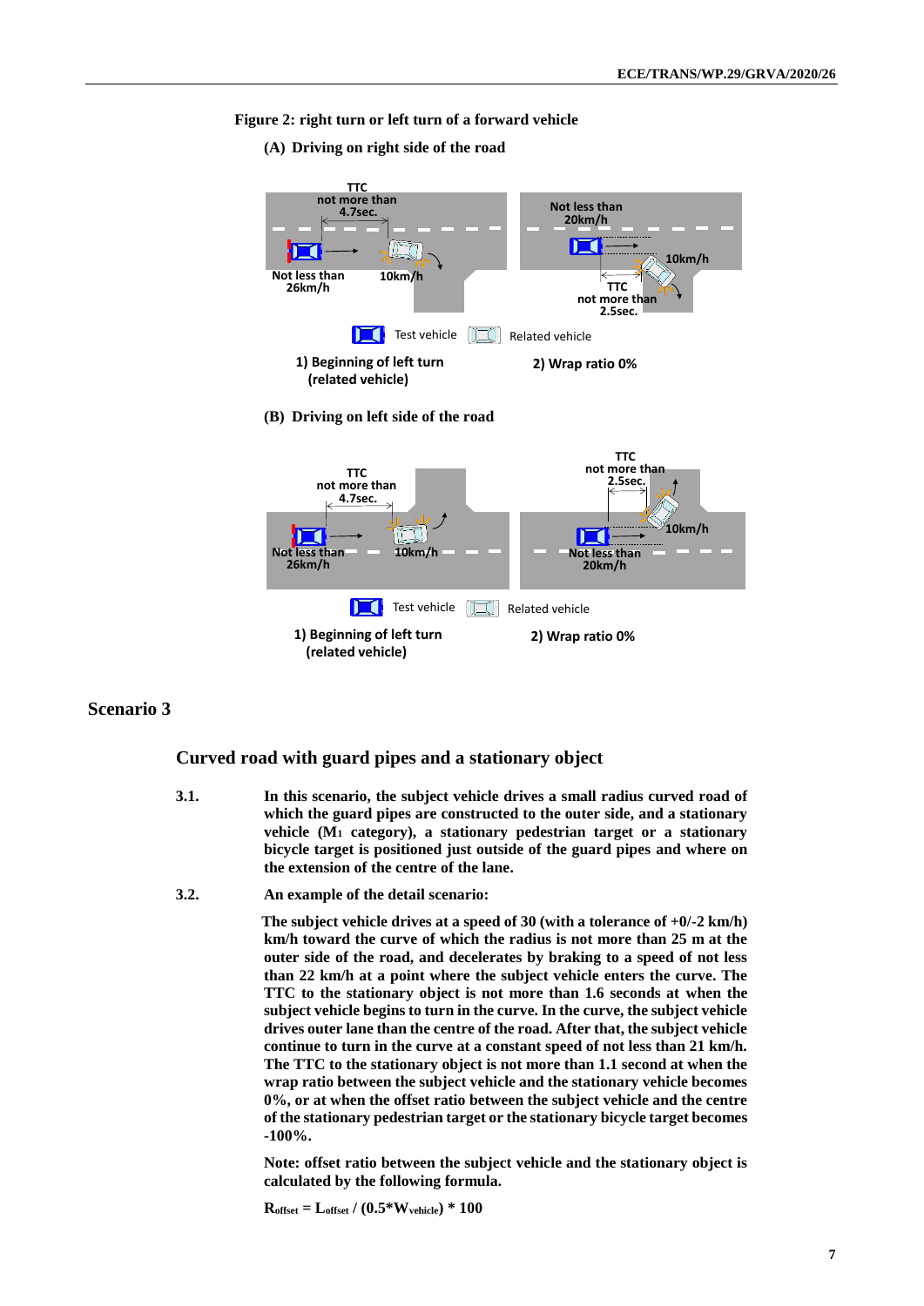**Figure 2: right turn or left turn of a forward vehicle**

**(A) Driving on right side of the road**

TTC not more than 4.7sec.

Not less than 26km/h

10km/h

Not less than 20km/h

10km/h

TTC not more than 2.5sec.

Test vehicle     Related vehicle

1) Beginning of left turn (related vehicle)

2) Wrap ratio 0%

**(B) Driving on left side of the road**

TTC not more than 4.7sec.

Not less than 26km/h

10km/h

TTC not more than 2.5sec.

10km/h

Not less than 20km/h

Test vehicle     Related vehicle

1) Beginning of left turn (related vehicle)

2) Wrap ratio 0%

## Scenario 3

### Curved road with guard pipes and a stationary object

3.1. **In this scenario, the subject vehicle drives a small radius curved road of which the guard pipes are constructed to the outer side, and a stationary vehicle ($M_1$ category), a stationary pedestrian target or a stationary bicycle target is positioned just outside of the guard pipes and where on the extension of the centre of the lane.**

3.2. **An example of the detail scenario:**

**The subject vehicle drives at a speed of 30 (with a tolerance of +0/-2 km/h) km/h toward the curve of which the radius is not more than 25 m at the outer side of the road, and decelerates by braking to a speed of not less than 22 km/h at a point where the subject vehicle enters the curve. The TTC to the stationary object is not more than 1.6 seconds at when the subject vehicle begins to turn in the curve. In the curve, the subject vehicle drives outer lane than the centre of the road. After that, the subject vehicle continue to turn in the curve at a constant speed of not less than 21 km/h. The TTC to the stationary object is not more than 1.1 second at when the wrap ratio between the subject vehicle and the stationary vehicle becomes 0%, or at when the offset ratio between the subject vehicle and the centre of the stationary pedestrian target or the stationary bicycle target becomes -100%.**

**Note: offset ratio between the subject vehicle and the stationary object is calculated by the following formula.**

$$R_{offset} = L_{offset} / (0.5 * W_{vehicle}) * 100$$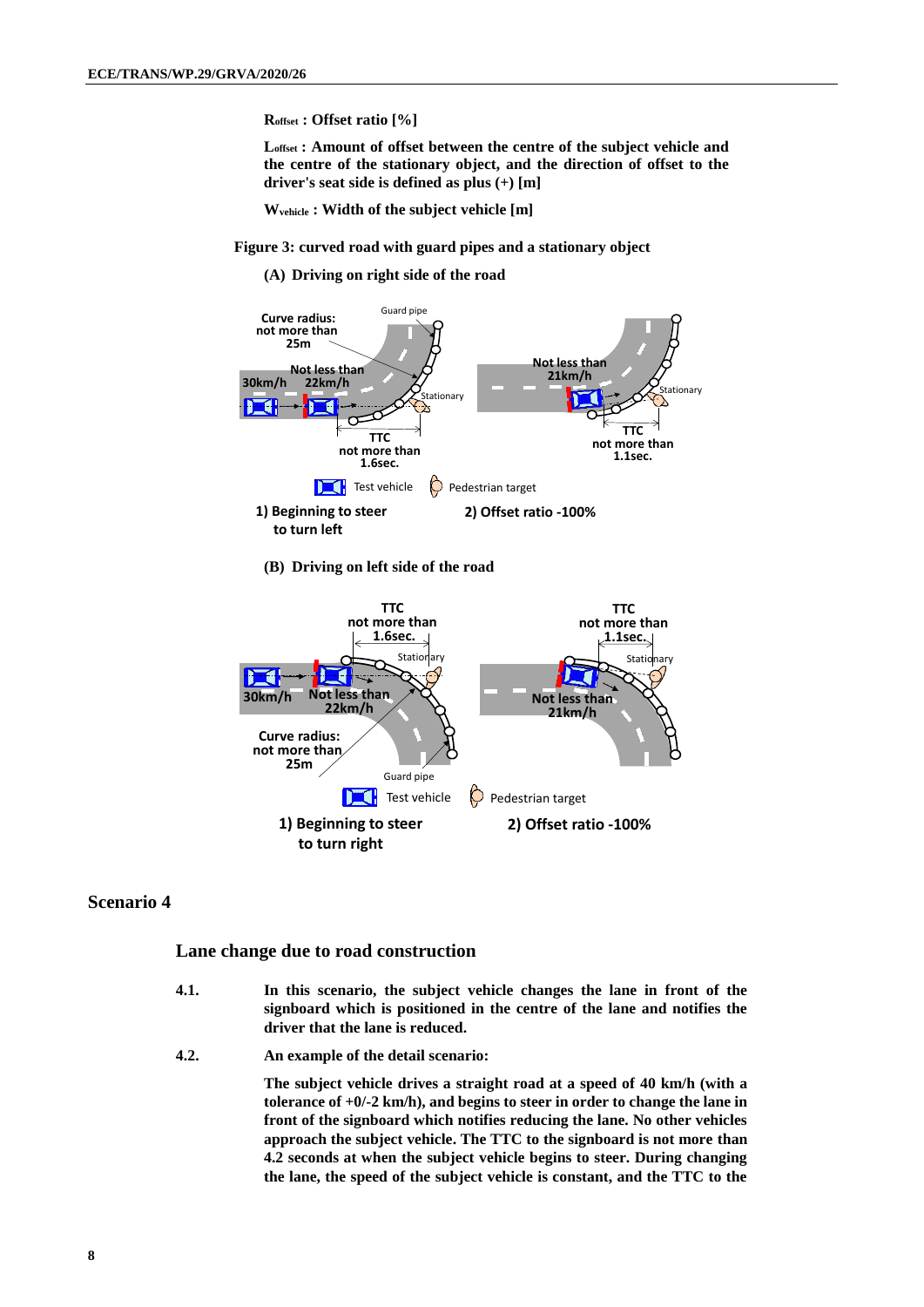**$R_{offset}$ : Offset ratio [%]**

**$L_{offset}$ : Amount of offset between the centre of the subject vehicle and the centre of the stationary object, and the direction of offset to the driver's seat side is defined as plus (+) [m]**

**$W_{vehicle}$ : Width of the subject vehicle [m]**

**Figure 3: curved road with guard pipes and a stationary object**

**(A) Driving on right side of the road**

Curve radius: not more than 25m

Guard pipe

30km/h — Not less than 22km/h

Stationary

TTC not more than 1.6sec.

Not less than 21km/h

Stationary

TTC not more than 1.1sec.

Test vehicle — Pedestrian target

1) Beginning to steer to turn left

2) Offset ratio -100%

**(B) Driving on left side of the road**

TTC not more than 1.6sec.

Stationary

30km/h — Not less than 22km/h

Curve radius: not more than 25m

Guard pipe

TTC not more than 1.1sec.

Stationary

Not less than 21km/h

Test vehicle — Pedestrian target

1) Beginning to steer to turn right

2) Offset ratio -100%

## Scenario 4

### Lane change due to road construction

4.1. **In this scenario, the subject vehicle changes the lane in front of the signboard which is positioned in the centre of the lane and notifies the driver that the lane is reduced.**

4.2. **An example of the detail scenario:**

**The subject vehicle drives a straight road at a speed of 40 km/h (with a tolerance of +0/-2 km/h), and begins to steer in order to change the lane in front of the signboard which notifies reducing the lane. No other vehicles approach the subject vehicle. The TTC to the signboard is not more than 4.2 seconds at when the subject vehicle begins to steer. During changing the lane, the speed of the subject vehicle is constant, and the TTC to the**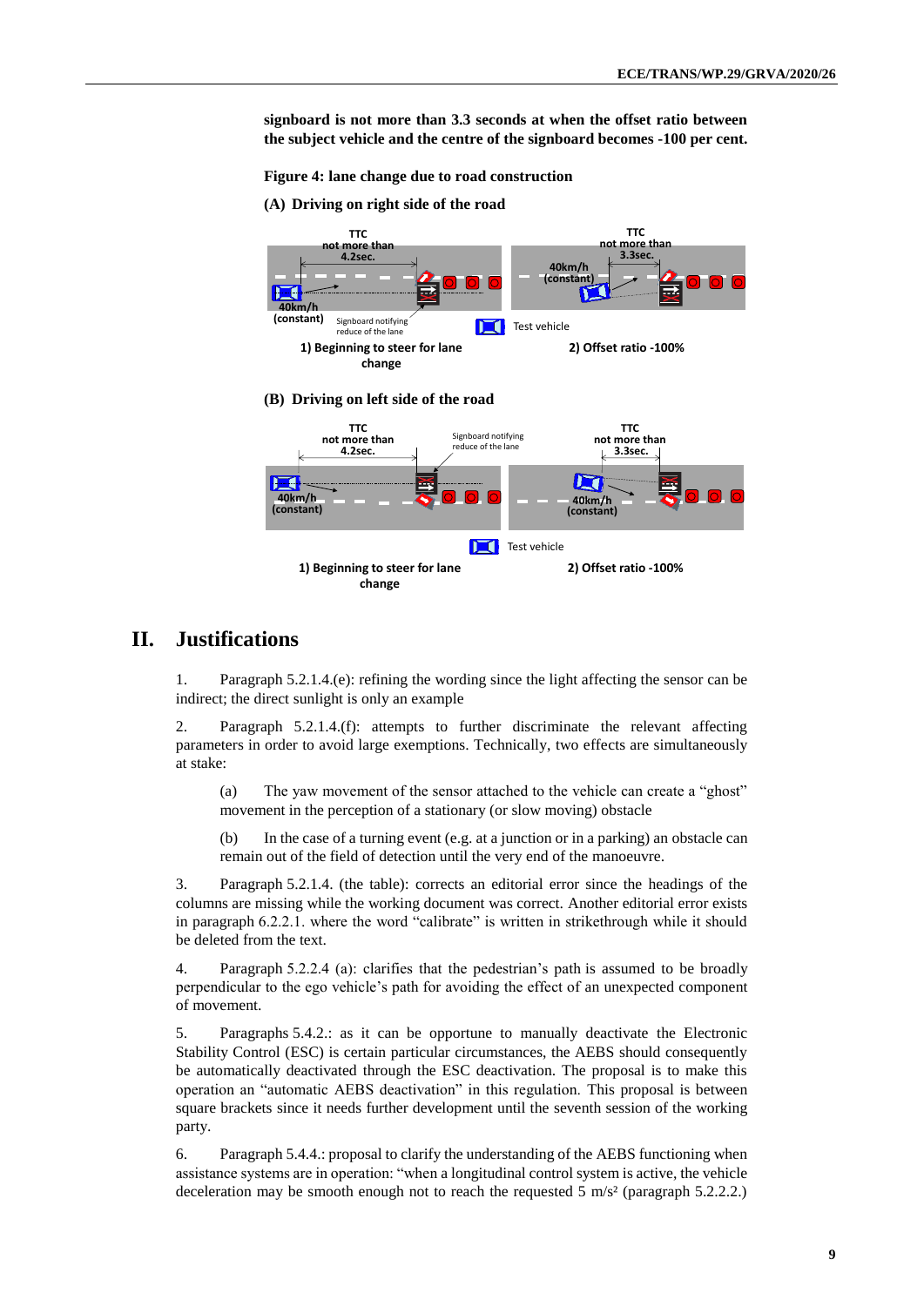**signboard is not more than 3.3 seconds at when the offset ratio between the subject vehicle and the centre of the signboard becomes -100 per cent.**

**Figure 4: lane change due to road construction**

**(A) Driving on right side of the road**

TTC not more than 4.2sec.

40km/h (constant)

Signboard notifying reduce of the lane

TTC not more than 3.3sec.

40km/h (constant)

Test vehicle

1) Beginning to steer for lane change

2) Offset ratio -100%

**(B) Driving on left side of the road**

TTC not more than 4.2sec.

Signboard notifying reduce of the lane

40km/h (constant)

TTC not more than 3.3sec.

40km/h (constant)

Test vehicle

1) Beginning to steer for lane change

2) Offset ratio -100%

# II. Justifications

1. Paragraph 5.2.1.4.(e): refining the wording since the light affecting the sensor can be indirect; the direct sunlight is only an example

2. Paragraph 5.2.1.4.(f): attempts to further discriminate the relevant affecting parameters in order to avoid large exemptions. Technically, two effects are simultaneously at stake:

   (a) The yaw movement of the sensor attached to the vehicle can create a "ghost" movement in the perception of a stationary (or slow moving) obstacle

   (b) In the case of a turning event (e.g. at a junction or in a parking) an obstacle can remain out of the field of detection until the very end of the manoeuvre.

3. Paragraph 5.2.1.4. (the table): corrects an editorial error since the headings of the columns are missing while the working document was correct. Another editorial error exists in paragraph 6.2.2.1. where the word "calibrate" is written in strikethrough while it should be deleted from the text.

4. Paragraph 5.2.2.4 (a): clarifies that the pedestrian's path is assumed to be broadly perpendicular to the ego vehicle's path for avoiding the effect of an unexpected component of movement.

5. Paragraphs 5.4.2.: as it can be opportune to manually deactivate the Electronic Stability Control (ESC) is certain particular circumstances, the AEBS should consequently be automatically deactivated through the ESC deactivation. The proposal is to make this operation an "automatic AEBS deactivation" in this regulation. This proposal is between square brackets since it needs further development until the seventh session of the working party.

6. Paragraph 5.4.4.: proposal to clarify the understanding of the AEBS functioning when assistance systems are in operation: "when a longitudinal control system is active, the vehicle deceleration may be smooth enough not to reach the requested 5 m/s² (paragraph 5.2.2.2.)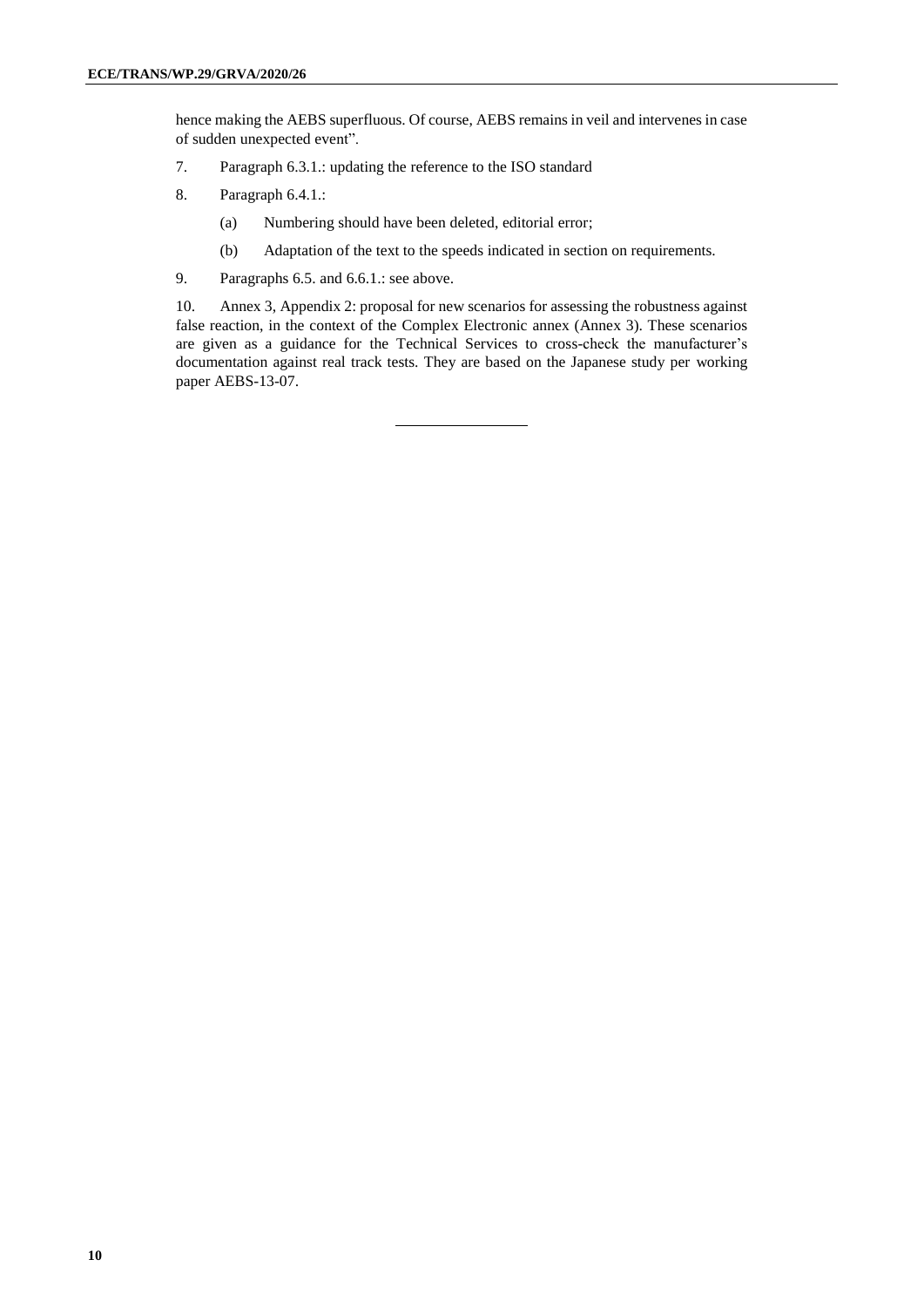hence making the AEBS superfluous. Of course, AEBS remains in veil and intervenes in case of sudden unexpected event".

7. Paragraph 6.3.1.: updating the reference to the ISO standard

8. Paragraph 6.4.1.:

   (a) Numbering should have been deleted, editorial error;

   (b) Adaptation of the text to the speeds indicated in section on requirements.

9. Paragraphs 6.5. and 6.6.1.: see above.

10. Annex 3, Appendix 2: proposal for new scenarios for assessing the robustness against false reaction, in the context of the Complex Electronic annex (Annex 3). These scenarios are given as a guidance for the Technical Services to cross-check the manufacturer's documentation against real track tests. They are based on the Japanese study per working paper AEBS-13-07.